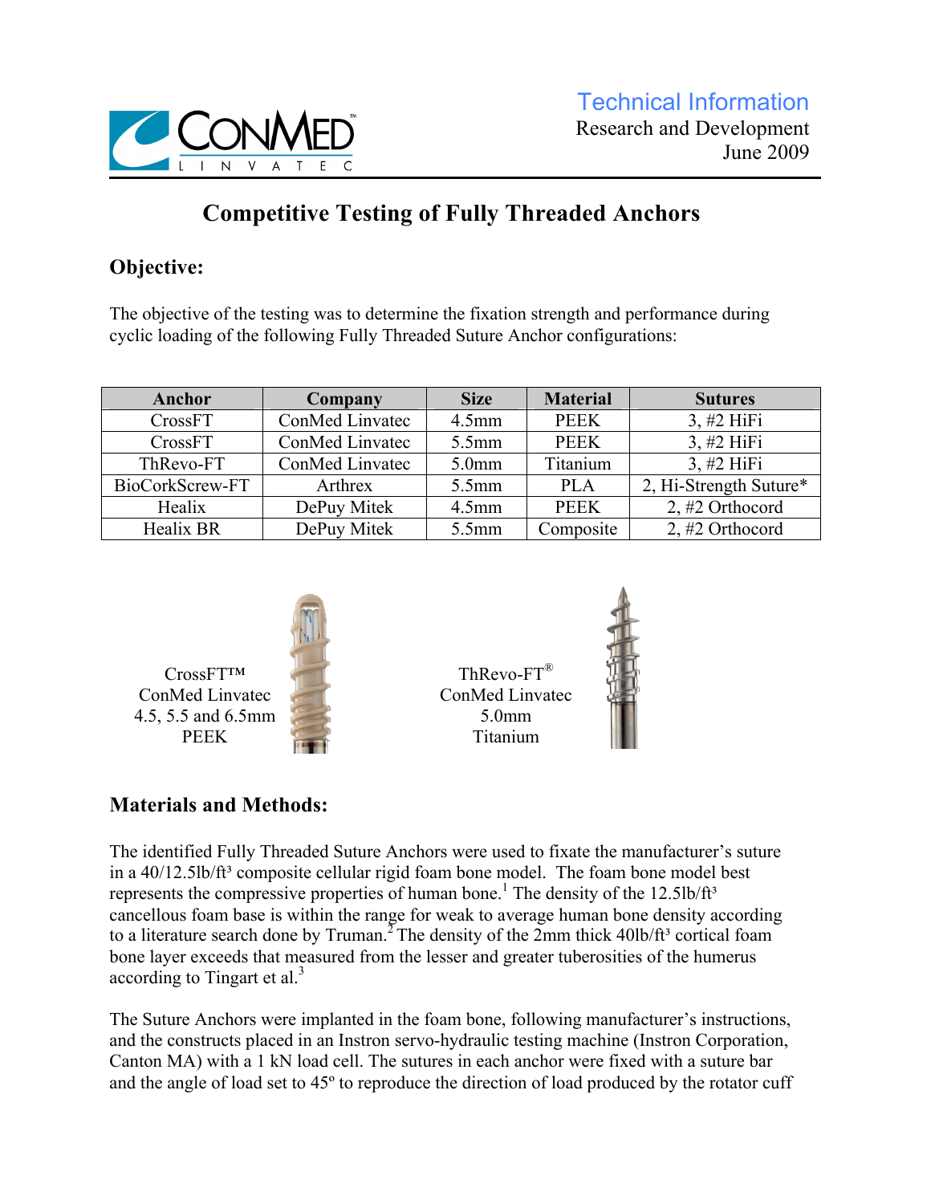Technical Information
Research and Development
June 2009

# Competitive Testing of Fully Threaded Anchors

## Objective:

The objective of the testing was to determine the fixation strength and performance during cyclic loading of the following Fully Threaded Suture Anchor configurations:

| Anchor | Company | Size | Material | Sutures |
|---|---|---|---|---|
| CrossFT | ConMed Linvatec | 4.5mm | PEEK | 3, #2 HiFi |
| CrossFT | ConMed Linvatec | 5.5mm | PEEK | 3, #2 HiFi |
| ThRevo-FT | ConMed Linvatec | 5.0mm | Titanium | 3, #2 HiFi |
| BioCorkScrew-FT | Arthrex | 5.5mm | PLA | 2, Hi-Strength Suture* |
| Healix | DePuy Mitek | 4.5mm | PEEK | 2, #2 Orthocord |
| Healix BR | DePuy Mitek | 5.5mm | Composite | 2, #2 Orthocord |

CrossFT™
ConMed Linvatec
4.5, 5.5 and 6.5mm
PEEK

ThRevo-FT®
ConMed Linvatec
5.0mm
Titanium

## Materials and Methods:

The identified Fully Threaded Suture Anchors were used to fixate the manufacturer's suture in a 40/12.5lb/ft³ composite cellular rigid foam bone model. The foam bone model best represents the compressive properties of human bone.[1] The density of the 12.5lb/ft³ cancellous foam base is within the range for weak to average human bone density according to a literature search done by Truman.[2] The density of the 2mm thick 40lb/ft³ cortical foam bone layer exceeds that measured from the lesser and greater tuberosities of the humerus according to Tingart et al.[3]

The Suture Anchors were implanted in the foam bone, following manufacturer's instructions, and the constructs placed in an Instron servo-hydraulic testing machine (Instron Corporation, Canton MA) with a 1 kN load cell. The sutures in each anchor were fixed with a suture bar and the angle of load set to 45º to reproduce the direction of load produced by the rotator cuff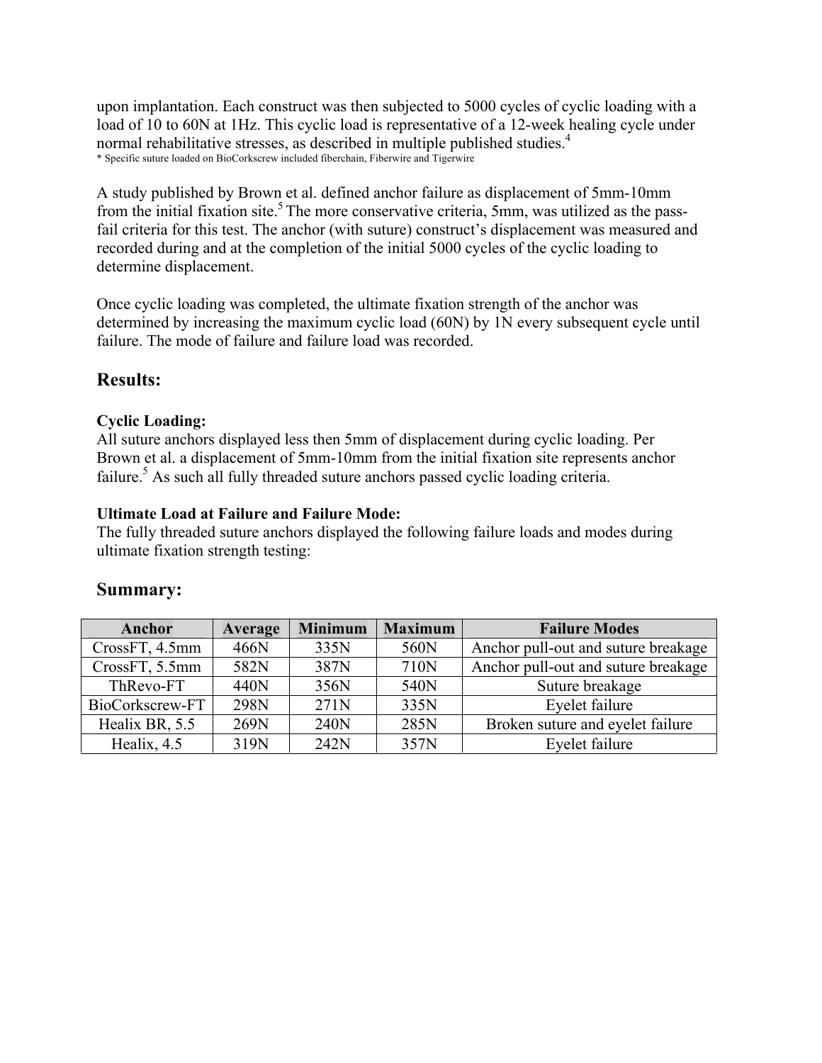upon implantation. Each construct was then subjected to 5000 cycles of cyclic loading with a load of 10 to 60N at 1Hz. This cyclic load is representative of a 12-week healing cycle under normal rehabilitative stresses, as described in multiple published studies.[4]

* Specific suture loaded on BioCorkscrew included fiberchain, Fiberwire and Tigerwire

A study published by Brown et al. defined anchor failure as displacement of 5mm-10mm from the initial fixation site.[5] The more conservative criteria, 5mm, was utilized as the pass-fail criteria for this test. The anchor (with suture) construct's displacement was measured and recorded during and at the completion of the initial 5000 cycles of the cyclic loading to determine displacement.

Once cyclic loading was completed, the ultimate fixation strength of the anchor was determined by increasing the maximum cyclic load (60N) by 1N every subsequent cycle until failure. The mode of failure and failure load was recorded.

## Results:

### Cyclic Loading:

All suture anchors displayed less then 5mm of displacement during cyclic loading. Per Brown et al. a displacement of 5mm-10mm from the initial fixation site represents anchor failure.[5] As such all fully threaded suture anchors passed cyclic loading criteria.

### Ultimate Load at Failure and Failure Mode:

The fully threaded suture anchors displayed the following failure loads and modes during ultimate fixation strength testing:

## Summary:

| Anchor | Average | Minimum | Maximum | Failure Modes |
|---|---|---|---|---|
| CrossFT, 4.5mm | 466N | 335N | 560N | Anchor pull-out and suture breakage |
| CrossFT, 5.5mm | 582N | 387N | 710N | Anchor pull-out and suture breakage |
| ThRevo-FT | 440N | 356N | 540N | Suture breakage |
| BioCorkscrew-FT | 298N | 271N | 335N | Eyelet failure |
| Healix BR, 5.5 | 269N | 240N | 285N | Broken suture and eyelet failure |
| Healix, 4.5 | 319N | 242N | 357N | Eyelet failure |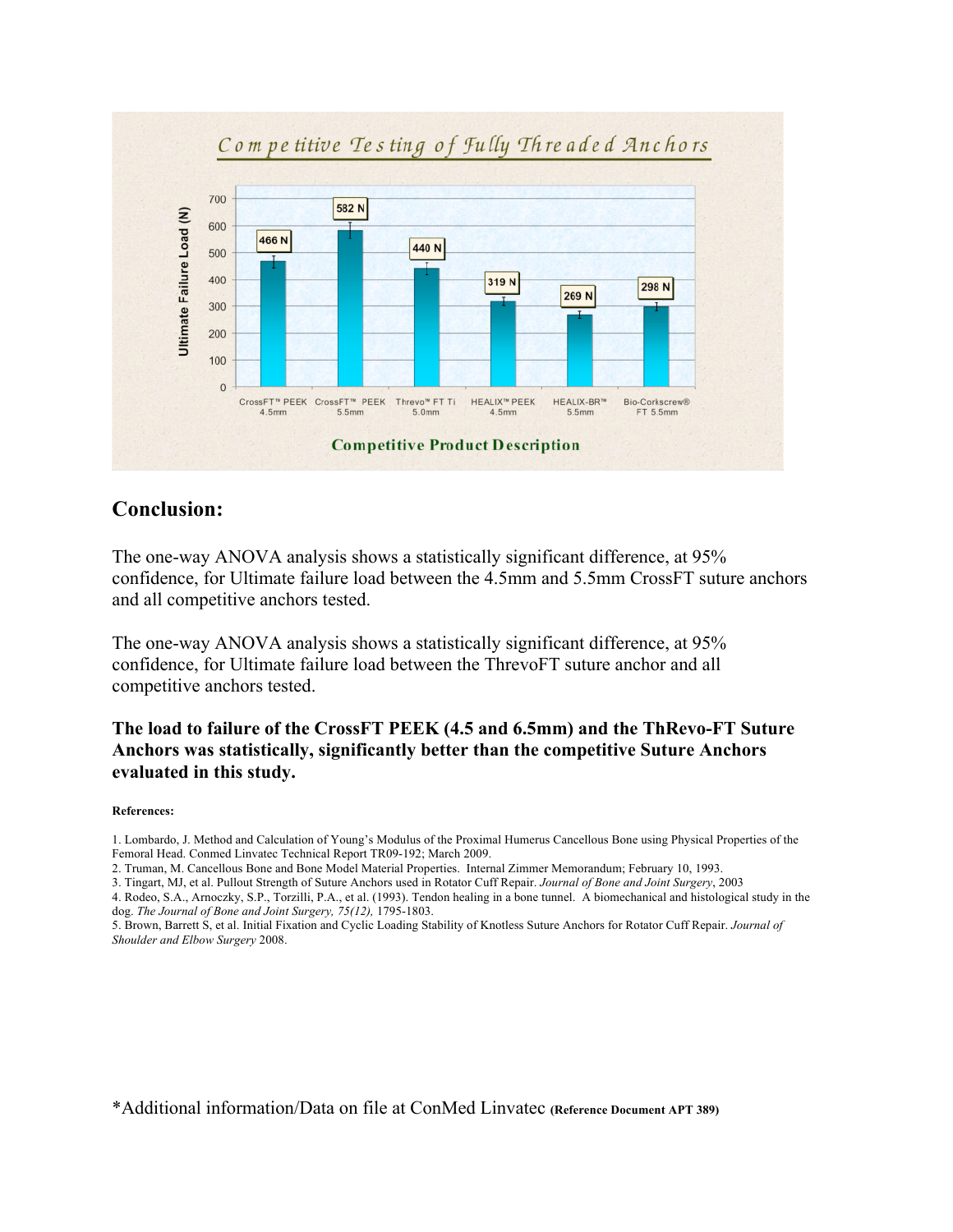Competitive Testing of Fully Threaded Anchors

Ultimate Failure Load (N)

700
600
500
400
300
200
100
0

466 N
582 N
440 N
319 N
269 N
298 N

CrossFT™ PEEK 4.5mm
CrossFT™ PEEK 5.5mm
Threvo™ FT Ti 5.0mm
HEALIX™ PEEK 4.5mm
HEALIX-BR™ 5.5mm
Bio-Corkscrew® FT 5.5mm

Competitive Product Description

## Conclusion:

The one-way ANOVA analysis shows a statistically significant difference, at 95% confidence, for Ultimate failure load between the 4.5mm and 5.5mm CrossFT suture anchors and all competitive anchors tested.

The one-way ANOVA analysis shows a statistically significant difference, at 95% confidence, for Ultimate failure load between the ThrevoFT suture anchor and all competitive anchors tested.

**The load to failure of the CrossFT PEEK (4.5 and 6.5mm) and the ThRevo-FT Suture Anchors was statistically, significantly better than the competitive Suture Anchors evaluated in this study.**

**References:**

1. Lombardo, J. Method and Calculation of Young's Modulus of the Proximal Humerus Cancellous Bone using Physical Properties of the Femoral Head. Conmed Linvatec Technical Report TR09-192; March 2009.
2. Truman, M. Cancellous Bone and Bone Model Material Properties. Internal Zimmer Memorandum; February 10, 1993.
3. Tingart, MJ, et al. Pullout Strength of Suture Anchors used in Rotator Cuff Repair. *Journal of Bone and Joint Surgery*, 2003
4. Rodeo, S.A., Arnoczky, S.P., Torzilli, P.A., et al. (1993). Tendon healing in a bone tunnel. A biomechanical and histological study in the dog. *The Journal of Bone and Joint Surgery, 75(12),* 1795-1803.
5. Brown, Barrett S, et al. Initial Fixation and Cyclic Loading Stability of Knotless Suture Anchors for Rotator Cuff Repair. *Journal of Shoulder and Elbow Surgery* 2008.

*Additional information/Data on file at ConMed Linvatec **(Reference Document APT 389)**